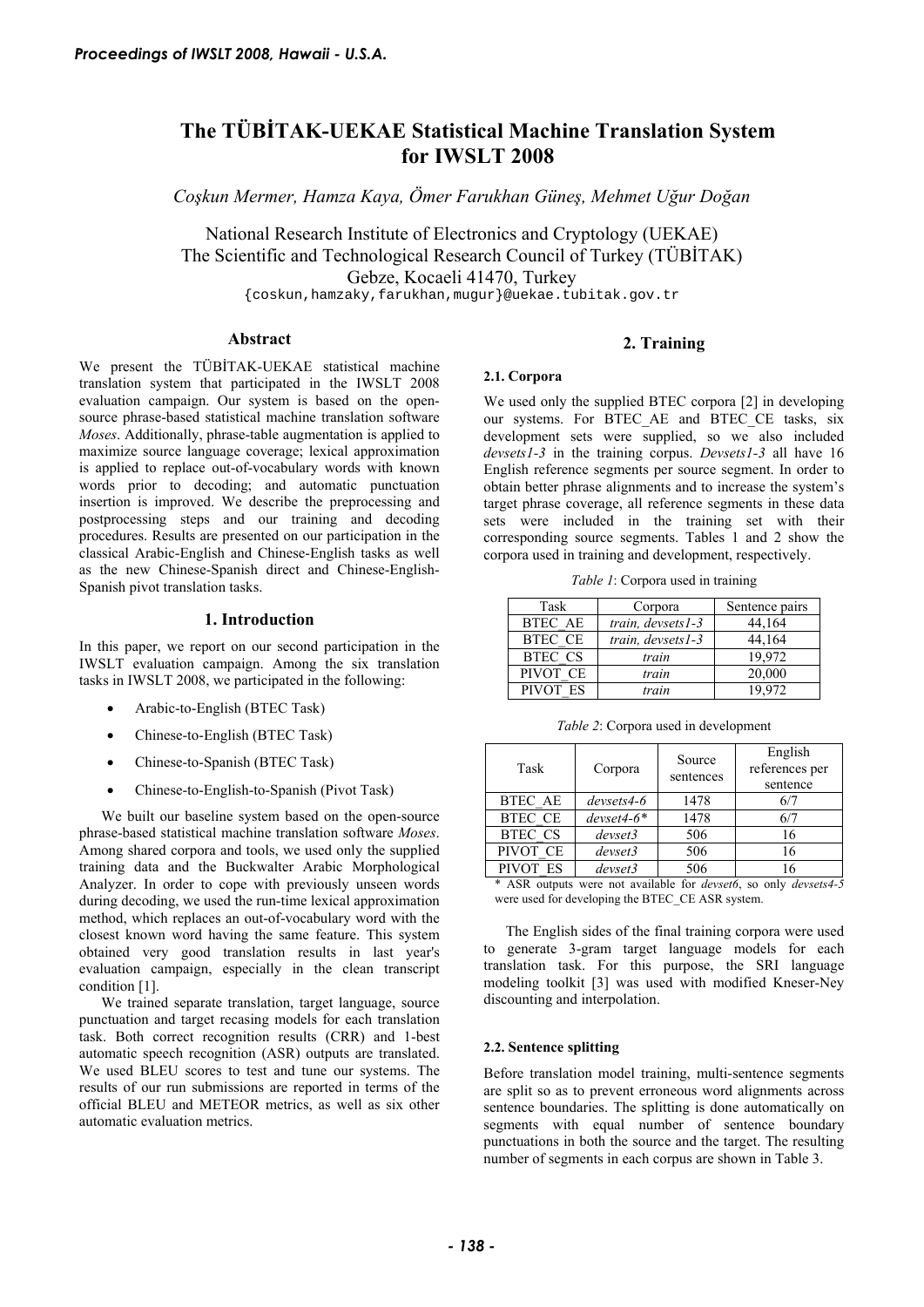# The TÜBİTAK-UEKAE Statistical Machine Translation System for IWSLT 2008

*Coşkun Mermer, Hamza Kaya, Ömer Farukhan Güneş, Mehmet Uğur Doğan*

National Research Institute of Electronics and Cryptology (UEKAE)
The Scientific and Technological Research Council of Turkey (TÜBİTAK)
Gebze, Kocaeli 41470, Turkey
{coskun,hamzaky,farukhan,mugur}@uekae.tubitak.gov.tr

## Abstract

We present the TÜBİTAK-UEKAE statistical machine translation system that participated in the IWSLT 2008 evaluation campaign. Our system is based on the open-source phrase-based statistical machine translation software *Moses*. Additionally, phrase-table augmentation is applied to maximize source language coverage; lexical approximation is applied to replace out-of-vocabulary words with known words prior to decoding; and automatic punctuation insertion is improved. We describe the preprocessing and postprocessing steps and our training and decoding procedures. Results are presented on our participation in the classical Arabic-English and Chinese-English tasks as well as the new Chinese-Spanish direct and Chinese-English-Spanish pivot translation tasks.

## 1. Introduction

In this paper, we report on our second participation in the IWSLT evaluation campaign. Among the six translation tasks in IWSLT 2008, we participated in the following:

- Arabic-to-English (BTEC Task)
- Chinese-to-English (BTEC Task)
- Chinese-to-Spanish (BTEC Task)
- Chinese-to-English-to-Spanish (Pivot Task)

We built our baseline system based on the open-source phrase-based statistical machine translation software *Moses*. Among shared corpora and tools, we used only the supplied training data and the Buckwalter Arabic Morphological Analyzer. In order to cope with previously unseen words during decoding, we used the run-time lexical approximation method, which replaces an out-of-vocabulary word with the closest known word having the same feature. This system obtained very good translation results in last year's evaluation campaign, especially in the clean transcript condition [1].

We trained separate translation, target language, source punctuation and target recasing models for each translation task. Both correct recognition results (CRR) and 1-best automatic speech recognition (ASR) outputs are translated. We used BLEU scores to test and tune our systems. The results of our run submissions are reported in terms of the official BLEU and METEOR metrics, as well as six other automatic evaluation metrics.

## 2. Training

### 2.1. Corpora

We used only the supplied BTEC corpora [2] in developing our systems. For BTEC_AE and BTEC_CE tasks, six development sets were supplied, so we also included *devsets1-3* in the training corpus. *Devsets1-3* all have 16 English reference segments per source segment. In order to obtain better phrase alignments and to increase the system's target phrase coverage, all reference segments in these data sets were included in the training set with their corresponding source segments. Tables 1 and 2 show the corpora used in training and development, respectively.

*Table 1*: Corpora used in training

| Task | Corpora | Sentence pairs |
|---|---|---|
| BTEC_AE | *train, devsets1-3* | 44,164 |
| BTEC_CE | *train, devsets1-3* | 44,164 |
| BTEC_CS | *train* | 19,972 |
| PIVOT_CE | *train* | 20,000 |
| PIVOT_ES | *train* | 19,972 |

*Table 2*: Corpora used in development

| Task | Corpora | Source sentences | English references per sentence |
|---|---|---|---|
| BTEC_AE | *devsets4-6* | 1478 | 6/7 |
| BTEC_CE | *devset4-6** | 1478 | 6/7 |
| BTEC_CS | *devset3* | 506 | 16 |
| PIVOT_CE | *devset3* | 506 | 16 |
| PIVOT_ES | *devset3* | 506 | 16 |

\* ASR outputs were not available for *devset6*, so only *devsets4-5* were used for developing the BTEC_CE ASR system.

The English sides of the final training corpora were used to generate 3-gram target language models for each translation task. For this purpose, the SRI language modeling toolkit [3] was used with modified Kneser-Ney discounting and interpolation.

### 2.2. Sentence splitting

Before translation model training, multi-sentence segments are split so as to prevent erroneous word alignments across sentence boundaries. The splitting is done automatically on segments with equal number of sentence boundary punctuations in both the source and the target. The resulting number of segments in each corpus are shown in Table 3.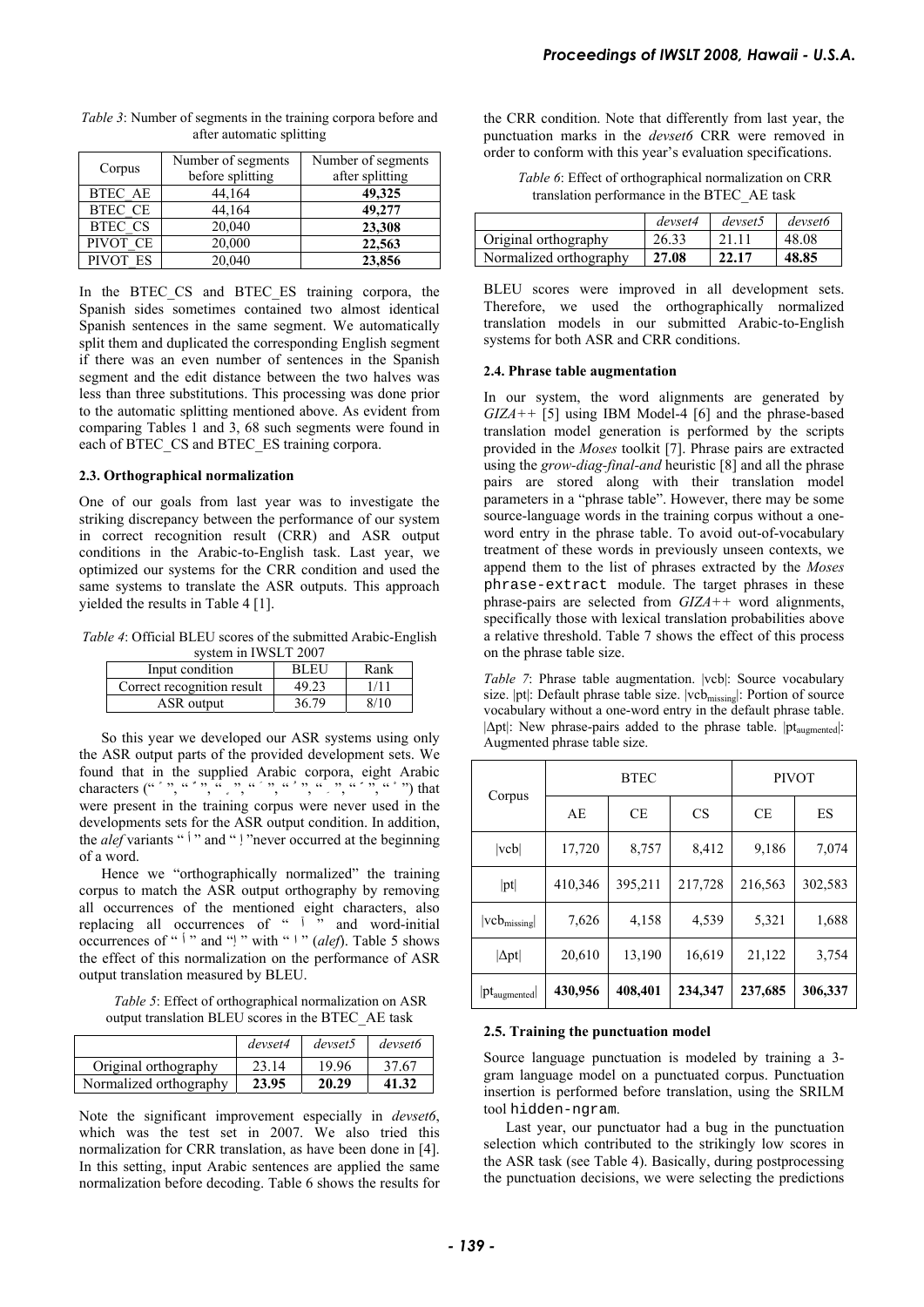*Table 3*: Number of segments in the training corpora before and after automatic splitting

| Corpus | Number of segments before splitting | Number of segments after splitting |
|---|---|---|
| BTEC_AE | 44,164 | **49,325** |
| BTEC_CE | 44,164 | **49,277** |
| BTEC_CS | 20,040 | **23,308** |
| PIVOT_CE | 20,000 | **22,563** |
| PIVOT_ES | 20,040 | **23,856** |

In the BTEC_CS and BTEC_ES training corpora, the Spanish sides sometimes contained two almost identical Spanish sentences in the same segment. We automatically split them and duplicated the corresponding English segment if there was an even number of sentences in the Spanish segment and the edit distance between the two halves was less than three substitutions. This processing was done prior to the automatic splitting mentioned above. As evident from comparing Tables 1 and 3, 68 such segments were found in each of BTEC_CS and BTEC_ES training corpora.

### 2.3. Orthographical normalization

One of our goals from last year was to investigate the striking discrepancy between the performance of our system in correct recognition result (CRR) and ASR output conditions in the Arabic-to-English task. Last year, we optimized our systems for the CRR condition and used the same systems to translate the ASR outputs. This approach yielded the results in Table 4 [1].

*Table 4*: Official BLEU scores of the submitted Arabic-English system in IWSLT 2007

| Input condition | BLEU | Rank |
|---|---|---|
| Correct recognition result | 49.23 | 1/11 |
| ASR output | 36.79 | 8/10 |

So this year we developed our ASR systems using only the ASR output parts of the provided development sets. We found that in the supplied Arabic corpora, eight Arabic characters (" ً ", " ٌ ", " ٍ ", " َ ", " ُ ", " ِ ", " ّ ", " ْ ") that were present in the training corpus were never used in the developments sets for the ASR output condition. In addition, the *alef* variants " أ " and " إ "never occurred at the beginning of a word.

Hence we "orthographically normalized" the training corpus to match the ASR output orthography by removing all occurrences of the mentioned eight characters, also replacing all occurrences of " آ " and word-initial occurrences of " أ " and "إ " with " ا " (*alef*). Table 5 shows the effect of this normalization on the performance of ASR output translation measured by BLEU.

*Table 5*: Effect of orthographical normalization on ASR output translation BLEU scores in the BTEC_AE task

| | *devset4* | *devset5* | *devset6* |
|---|---|---|---|
| Original orthography | 23.14 | 19.96 | 37.67 |
| Normalized orthography | **23.95** | **20.29** | **41.32** |

Note the significant improvement especially in *devset6*, which was the test set in 2007. We also tried this normalization for CRR translation, as have been done in [4]. In this setting, input Arabic sentences are applied the same normalization before decoding. Table 6 shows the results for the CRR condition. Note that differently from last year, the punctuation marks in the *devset6* CRR were removed in order to conform with this year's evaluation specifications.

*Table 6*: Effect of orthographical normalization on CRR translation performance in the BTEC_AE task

| | *devset4* | *devset5* | *devset6* |
|---|---|---|---|
| Original orthography | 26.33 | 21.11 | 48.08 |
| Normalized orthography | **27.08** | **22.17** | **48.85** |

BLEU scores were improved in all development sets. Therefore, we used the orthographically normalized translation models in our submitted Arabic-to-English systems for both ASR and CRR conditions.

### 2.4. Phrase table augmentation

In our system, the word alignments are generated by *GIZA++* [5] using IBM Model-4 [6] and the phrase-based translation model generation is performed by the scripts provided in the *Moses* toolkit [7]. Phrase pairs are extracted using the *grow-diag-final-and* heuristic [8] and all the phrase pairs are stored along with their translation model parameters in a "phrase table". However, there may be some source-language words in the training corpus without a one-word entry in the phrase table. To avoid out-of-vocabulary treatment of these words in previously unseen contexts, we append them to the list of phrases extracted by the *Moses* `phrase-extract` module. The target phrases in these phrase-pairs are selected from *GIZA++* word alignments, specifically those with lexical translation probabilities above a relative threshold. Table 7 shows the effect of this process on the phrase table size.

*Table 7*: Phrase table augmentation. |vcb|: Source vocabulary size. |pt|: Default phrase table size. $|vcb_{missing}|$: Portion of source vocabulary without a one-word entry in the default phrase table. $|\Delta pt|$: New phrase-pairs added to the phrase table. $|pt_{augmented}|$: Augmented phrase table size.

| Corpus | BTEC | | | PIVOT | |
|---|---|---|---|---|---|
| | AE | CE | CS | CE | ES |
| \|vcb\| | 17,720 | 8,757 | 8,412 | 9,186 | 7,074 |
| \|pt\| | 410,346 | 395,211 | 217,728 | 216,563 | 302,583 |
| $\|vcb_{missing}\|$ | 7,626 | 4,158 | 4,539 | 5,321 | 1,688 |
| $\|\Delta pt\|$ | 20,610 | 13,190 | 16,619 | 21,122 | 3,754 |
| $\|pt_{augmented}\|$ | **430,956** | **408,401** | **234,347** | **237,685** | **306,337** |

### 2.5. Training the punctuation model

Source language punctuation is modeled by training a 3-gram language model on a punctuated corpus. Punctuation insertion is performed before translation, using the SRILM tool `hidden-ngram`.

Last year, our punctuator had a bug in the punctuation selection which contributed to the strikingly low scores in the ASR task (see Table 4). Basically, during postprocessing the punctuation decisions, we were selecting the predictions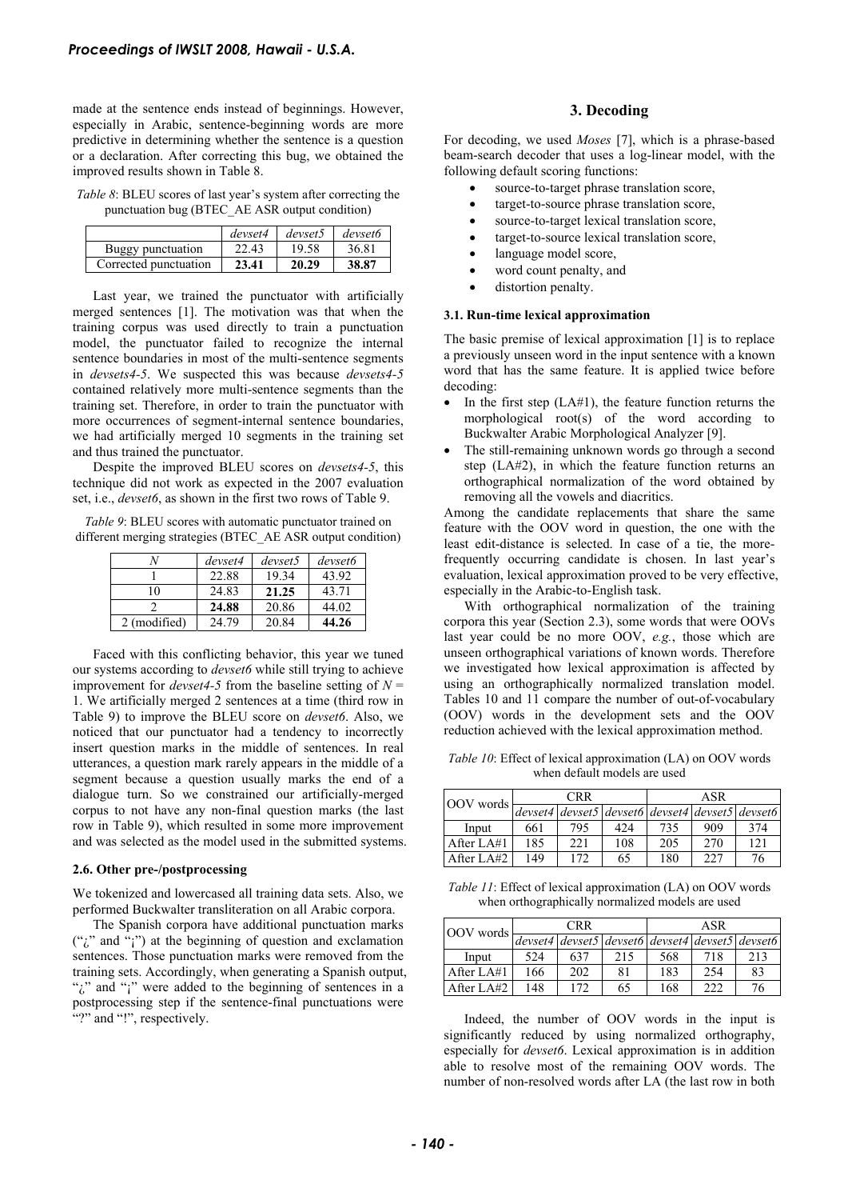made at the sentence ends instead of beginnings. However, especially in Arabic, sentence-beginning words are more predictive in determining whether the sentence is a question or a declaration. After correcting this bug, we obtained the improved results shown in Table 8.

*Table 8*: BLEU scores of last year's system after correcting the punctuation bug (BTEC_AE ASR output condition)

| | *devset4* | *devset5* | *devset6* |
|---|---|---|---|
| Buggy punctuation | 22.43 | 19.58 | 36.81 |
| Corrected punctuation | **23.41** | **20.29** | **38.87** |

Last year, we trained the punctuator with artificially merged sentences [1]. The motivation was that when the training corpus was used directly to train a punctuation model, the punctuator failed to recognize the internal sentence boundaries in most of the multi-sentence segments in *devsets4-5*. We suspected this was because *devsets4-5* contained relatively more multi-sentence segments than the training set. Therefore, in order to train the punctuator with more occurrences of segment-internal sentence boundaries, we had artificially merged 10 segments in the training set and thus trained the punctuator.

Despite the improved BLEU scores on *devsets4-5*, this technique did not work as expected in the 2007 evaluation set, i.e., *devset6*, as shown in the first two rows of Table 9.

*Table 9*: BLEU scores with automatic punctuator trained on different merging strategies (BTEC_AE ASR output condition)

| *N* | *devset4* | *devset5* | *devset6* |
|---|---|---|---|
| 1 | 22.88 | 19.34 | 43.92 |
| 10 | 24.83 | **21.25** | 43.71 |
| 2 | **24.88** | 20.86 | 44.02 |
| 2 (modified) | 24.79 | 20.84 | **44.26** |

Faced with this conflicting behavior, this year we tuned our systems according to *devset6* while still trying to achieve improvement for *devset4-5* from the baseline setting of $N = 1$. We artificially merged 2 sentences at a time (third row in Table 9) to improve the BLEU score on *devset6*. Also, we noticed that our punctuator had a tendency to incorrectly insert question marks in the middle of sentences. In real utterances, a question mark rarely appears in the middle of a segment because a question usually marks the end of a dialogue turn. So we constrained our artificially-merged corpus to not have any non-final question marks (the last row in Table 9), which resulted in some more improvement and was selected as the model used in the submitted systems.

### 2.6. Other pre-/postprocessing

We tokenized and lowercased all training data sets. Also, we performed Buckwalter transliteration on all Arabic corpora.

The Spanish corpora have additional punctuation marks ("¿" and "¡") at the beginning of question and exclamation sentences. Those punctuation marks were removed from the training sets. Accordingly, when generating a Spanish output, "¿" and "¡" were added to the beginning of sentences in a postprocessing step if the sentence-final punctuations were "?" and "!", respectively.

## 3. Decoding

For decoding, we used *Moses* [7], which is a phrase-based beam-search decoder that uses a log-linear model, with the following default scoring functions:

- source-to-target phrase translation score,
- target-to-source phrase translation score,
- source-to-target lexical translation score,
- target-to-source lexical translation score,
- language model score,
- word count penalty, and
- distortion penalty.

### 3.1. Run-time lexical approximation

The basic premise of lexical approximation [1] is to replace a previously unseen word in the input sentence with a known word that has the same feature. It is applied twice before decoding:

- In the first step (LA#1), the feature function returns the morphological root(s) of the word according to Buckwalter Arabic Morphological Analyzer [9].
- The still-remaining unknown words go through a second step (LA#2), in which the feature function returns an orthographical normalization of the word obtained by removing all the vowels and diacritics.

Among the candidate replacements that share the same feature with the OOV word in question, the one with the least edit-distance is selected. In case of a tie, the more-frequently occurring candidate is chosen. In last year's evaluation, lexical approximation proved to be very effective, especially in the Arabic-to-English task.

With orthographical normalization of the training corpora this year (Section 2.3), some words that were OOVs last year could be no more OOV, *e.g.*, those which are unseen orthographical variations of known words. Therefore we investigated how lexical approximation is affected by using an orthographically normalized translation model. Tables 10 and 11 compare the number of out-of-vocabulary (OOV) words in the development sets and the OOV reduction achieved with the lexical approximation method.

*Table 10*: Effect of lexical approximation (LA) on OOV words when default models are used

| OOV words | CRR | | | ASR | | |
|---|---|---|---|---|---|---|
| | *devset4* | *devset5* | *devset6* | *devset4* | *devset5* | *devset6* |
| Input | 661 | 795 | 424 | 735 | 909 | 374 |
| After LA#1 | 185 | 221 | 108 | 205 | 270 | 121 |
| After LA#2 | 149 | 172 | 65 | 180 | 227 | 76 |

*Table 11*: Effect of lexical approximation (LA) on OOV words when orthographically normalized models are used

| OOV words | CRR | | | ASR | | |
|---|---|---|---|---|---|---|
| | *devset4* | *devset5* | *devset6* | *devset4* | *devset5* | *devset6* |
| Input | 524 | 637 | 215 | 568 | 718 | 213 |
| After LA#1 | 166 | 202 | 81 | 183 | 254 | 83 |
| After LA#2 | 148 | 172 | 65 | 168 | 222 | 76 |

Indeed, the number of OOV words in the input is significantly reduced by using normalized orthography, especially for *devset6*. Lexical approximation is in addition able to resolve most of the remaining OOV words. The number of non-resolved words after LA (the last row in both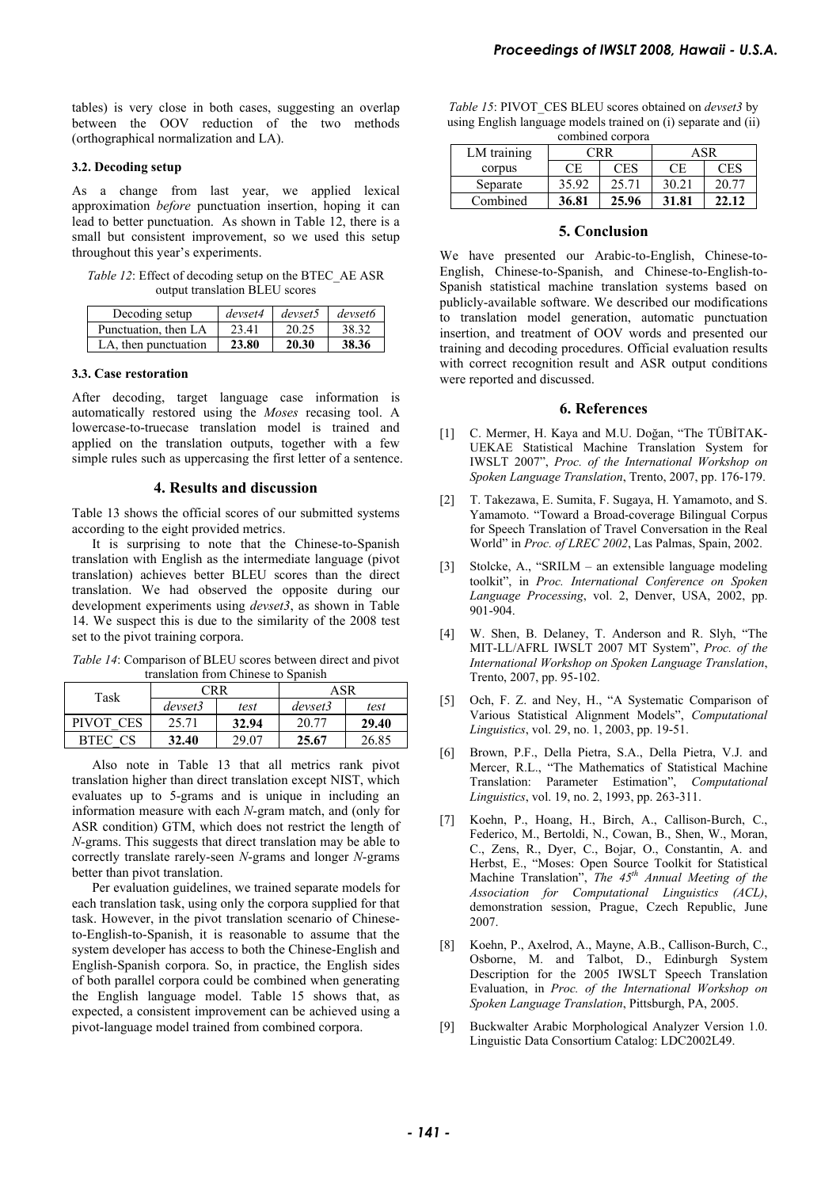tables) is very close in both cases, suggesting an overlap between the OOV reduction of the two methods (orthographical normalization and LA).

### 3.2. Decoding setup

As a change from last year, we applied lexical approximation *before* punctuation insertion, hoping it can lead to better punctuation. As shown in Table 12, there is a small but consistent improvement, so we used this setup throughout this year's experiments.

*Table 12*: Effect of decoding setup on the BTEC_AE ASR output translation BLEU scores

| Decoding setup | *devset4* | *devset5* | *devset6* |
|---|---|---|---|
| Punctuation, then LA | 23.41 | 20.25 | 38.32 |
| LA, then punctuation | **23.80** | **20.30** | **38.36** |

### 3.3. Case restoration

After decoding, target language case information is automatically restored using the *Moses* recasing tool. A lowercase-to-truecase translation model is trained and applied on the translation outputs, together with a few simple rules such as uppercasing the first letter of a sentence.

## 4. Results and discussion

Table 13 shows the official scores of our submitted systems according to the eight provided metrics.

It is surprising to note that the Chinese-to-Spanish translation with English as the intermediate language (pivot translation) achieves better BLEU scores than the direct translation. We had observed the opposite during our development experiments using *devset3*, as shown in Table 14. We suspect this is due to the similarity of the 2008 test set to the pivot training corpora.

*Table 14*: Comparison of BLEU scores between direct and pivot translation from Chinese to Spanish

| Task | CRR | | ASR | |
|---|---|---|---|---|
| | *devset3* | *test* | *devset3* | *test* |
| PIVOT_CES | 25.71 | **32.94** | 20.77 | **29.40** |
| BTEC_CS | **32.40** | 29.07 | **25.67** | 26.85 |

Also note in Table 13 that all metrics rank pivot translation higher than direct translation except NIST, which evaluates up to 5-grams and is unique in including an information measure with each *N*-gram match, and (only for ASR condition) GTM, which does not restrict the length of *N*-grams. This suggests that direct translation may be able to correctly translate rarely-seen *N*-grams and longer *N*-grams better than pivot translation.

Per evaluation guidelines, we trained separate models for each translation task, using only the corpora supplied for that task. However, in the pivot translation scenario of Chinese-to-English-to-Spanish, it is reasonable to assume that the system developer has access to both the Chinese-English and English-Spanish corpora. So, in practice, the English sides of both parallel corpora could be combined when generating the English language model. Table 15 shows that, as expected, a consistent improvement can be achieved using a pivot-language model trained from combined corpora.

*Table 15*: PIVOT_CES BLEU scores obtained on *devset3* by using English language models trained on (i) separate and (ii) combined corpora

| LM training corpus | CRR | | ASR | |
|---|---|---|---|---|
| | CE | CES | CE | CES |
| Separate | 35.92 | 25.71 | 30.21 | 20.77 |
| Combined | **36.81** | **25.96** | **31.81** | **22.12** |

## 5. Conclusion

We have presented our Arabic-to-English, Chinese-to-English, Chinese-to-Spanish, and Chinese-to-English-to-Spanish statistical machine translation systems based on publicly-available software. We described our modifications to translation model generation, automatic punctuation insertion, and treatment of OOV words and presented our training and decoding procedures. Official evaluation results with correct recognition result and ASR output conditions were reported and discussed.

## 6. References

[1] C. Mermer, H. Kaya and M.U. Doğan, "The TÜBİTAK-UEKAE Statistical Machine Translation System for IWSLT 2007", *Proc. of the International Workshop on Spoken Language Translation*, Trento, 2007, pp. 176-179.

[2] T. Takezawa, E. Sumita, F. Sugaya, H. Yamamoto, and S. Yamamoto. "Toward a Broad-coverage Bilingual Corpus for Speech Translation of Travel Conversation in the Real World" in *Proc. of LREC 2002*, Las Palmas, Spain, 2002.

[3] Stolcke, A., "SRILM – an extensible language modeling toolkit", in *Proc. International Conference on Spoken Language Processing*, vol. 2, Denver, USA, 2002, pp. 901-904.

[4] W. Shen, B. Delaney, T. Anderson and R. Slyh, "The MIT-LL/AFRL IWSLT 2007 MT System", *Proc. of the International Workshop on Spoken Language Translation*, Trento, 2007, pp. 95-102.

[5] Och, F. Z. and Ney, H., "A Systematic Comparison of Various Statistical Alignment Models", *Computational Linguistics*, vol. 29, no. 1, 2003, pp. 19-51.

[6] Brown, P.F., Della Pietra, S.A., Della Pietra, V.J. and Mercer, R.L., "The Mathematics of Statistical Machine Translation: Parameter Estimation", *Computational Linguistics*, vol. 19, no. 2, 1993, pp. 263-311.

[7] Koehn, P., Hoang, H., Birch, A., Callison-Burch, C., Federico, M., Bertoldi, N., Cowan, B., Shen, W., Moran, C., Zens, R., Dyer, C., Bojar, O., Constantin, A. and Herbst, E., "Moses: Open Source Toolkit for Statistical Machine Translation", *The 45th Annual Meeting of the Association for Computational Linguistics (ACL)*, demonstration session, Prague, Czech Republic, June 2007.

[8] Koehn, P., Axelrod, A., Mayne, A.B., Callison-Burch, C., Osborne, M. and Talbot, D., Edinburgh System Description for the 2005 IWSLT Speech Translation Evaluation, in *Proc. of the International Workshop on Spoken Language Translation*, Pittsburgh, PA, 2005.

[9] Buckwalter Arabic Morphological Analyzer Version 1.0. Linguistic Data Consortium Catalog: LDC2002L49.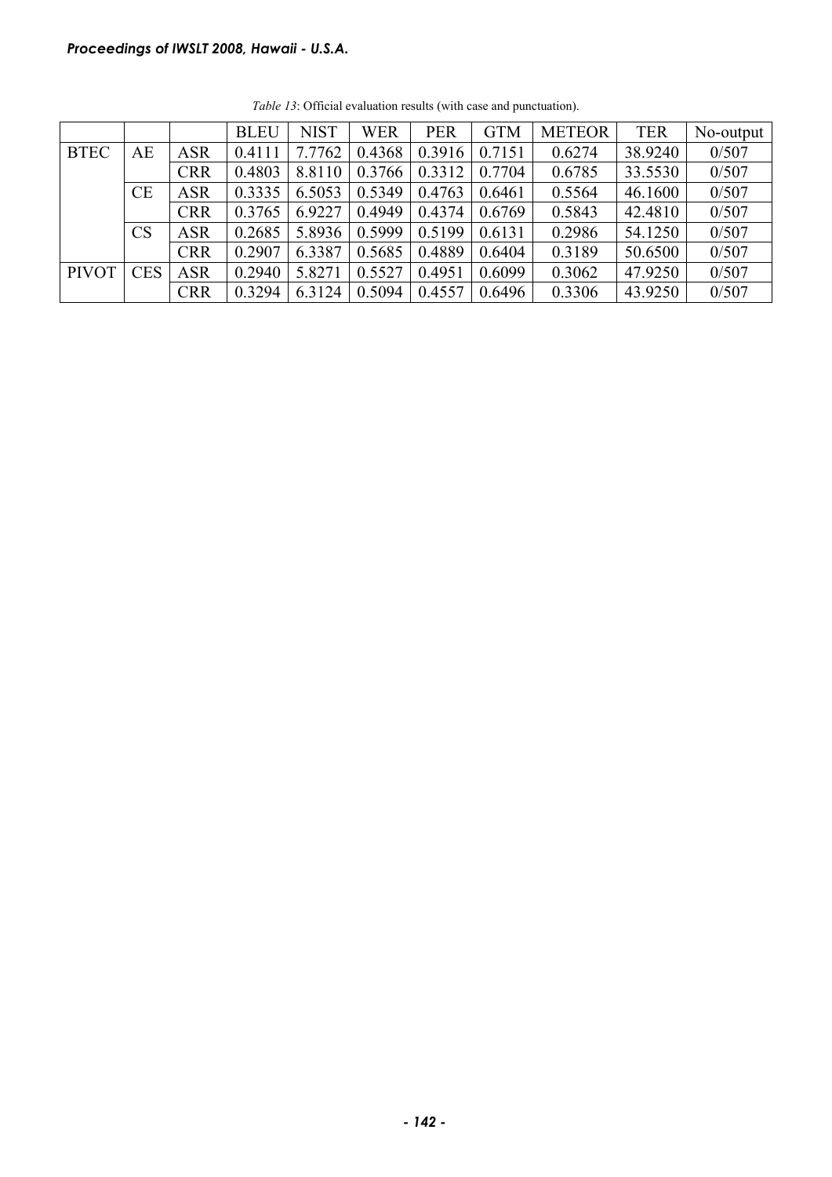*Table 13*: Official evaluation results (with case and punctuation).

| | | | BLEU | NIST | WER | PER | GTM | METEOR | TER | No-output |
|---|---|---|---|---|---|---|---|---|---|---|
| BTEC | AE | ASR | 0.4111 | 7.7762 | 0.4368 | 0.3916 | 0.7151 | 0.6274 | 38.9240 | 0/507 |
| | | CRR | 0.4803 | 8.8110 | 0.3766 | 0.3312 | 0.7704 | 0.6785 | 33.5530 | 0/507 |
| | CE | ASR | 0.3335 | 6.5053 | 0.5349 | 0.4763 | 0.6461 | 0.5564 | 46.1600 | 0/507 |
| | | CRR | 0.3765 | 6.9227 | 0.4949 | 0.4374 | 0.6769 | 0.5843 | 42.4810 | 0/507 |
| | CS | ASR | 0.2685 | 5.8936 | 0.5999 | 0.5199 | 0.6131 | 0.2986 | 54.1250 | 0/507 |
| | | CRR | 0.2907 | 6.3387 | 0.5685 | 0.4889 | 0.6404 | 0.3189 | 50.6500 | 0/507 |
| PIVOT | CES | ASR | 0.2940 | 5.8271 | 0.5527 | 0.4951 | 0.6099 | 0.3062 | 47.9250 | 0/507 |
| | | CRR | 0.3294 | 6.3124 | 0.5094 | 0.4557 | 0.6496 | 0.3306 | 43.9250 | 0/507 |